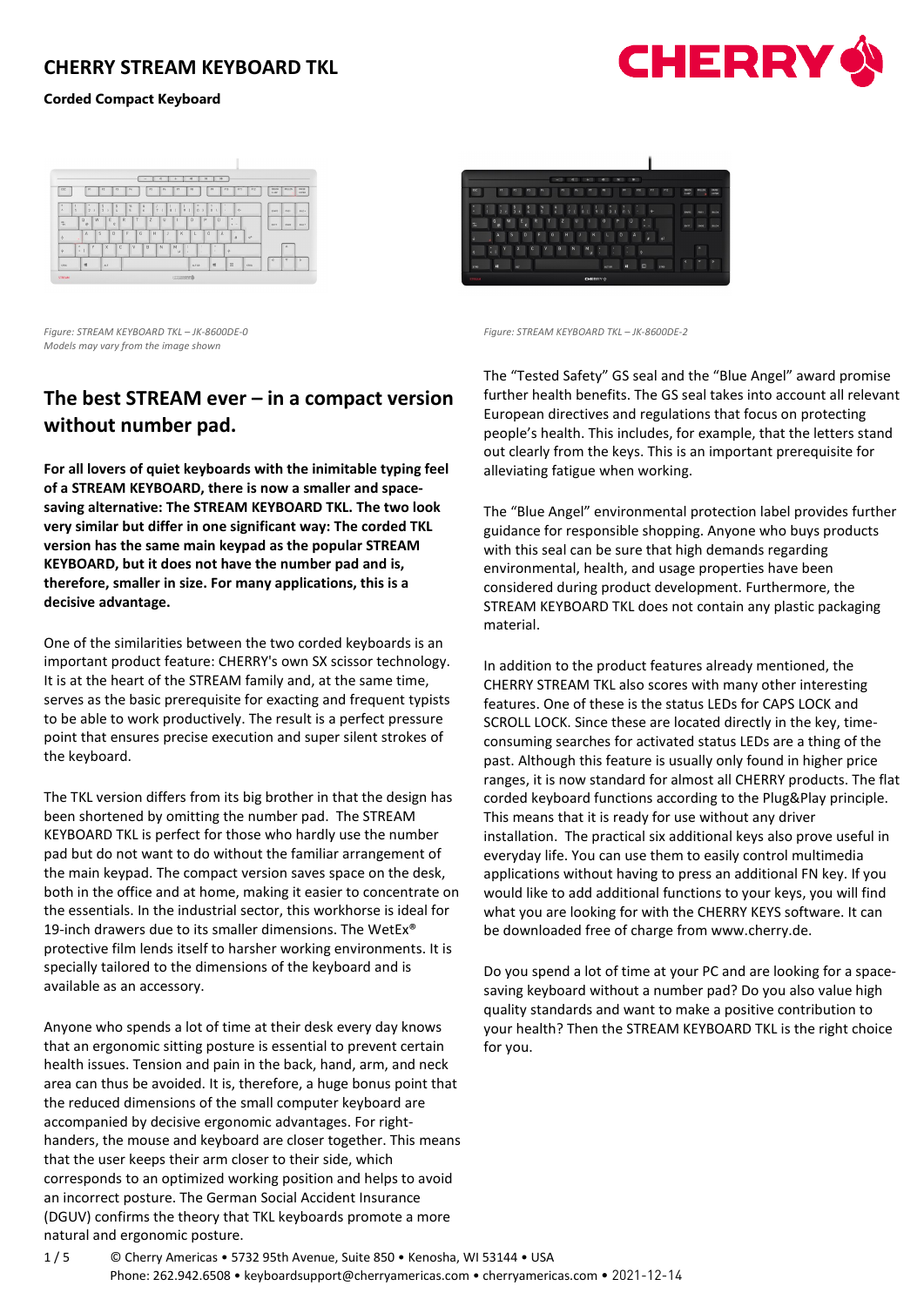# CHERRY STREAM KEYBOARD TKL

**Corded Compact Keyboard**

*Figure: STREAM KEYBOARD TKL – JK-8600DE-0*
*Models may vary from the image shown*

*Figure: STREAM KEYBOARD TKL – JK-8600DE-2*

## The best STREAM ever – in a compact version without number pad.

**For all lovers of quiet keyboards with the inimitable typing feel of a STREAM KEYBOARD, there is now a smaller and space-saving alternative: The STREAM KEYBOARD TKL. The two look very similar but differ in one significant way: The corded TKL version has the same main keypad as the popular STREAM KEYBOARD, but it does not have the number pad and is, therefore, smaller in size. For many applications, this is a decisive advantage.**

One of the similarities between the two corded keyboards is an important product feature: CHERRY's own SX scissor technology. It is at the heart of the STREAM family and, at the same time, serves as the basic prerequisite for exacting and frequent typists to be able to work productively. The result is a perfect pressure point that ensures precise execution and super silent strokes of the keyboard.

The TKL version differs from its big brother in that the design has been shortened by omitting the number pad. The STREAM KEYBOARD TKL is perfect for those who hardly use the number pad but do not want to do without the familiar arrangement of the main keypad. The compact version saves space on the desk, both in the office and at home, making it easier to concentrate on the essentials. In the industrial sector, this workhorse is ideal for 19-inch drawers due to its smaller dimensions. The WetEx® protective film lends itself to harsher working environments. It is specially tailored to the dimensions of the keyboard and is available as an accessory.

Anyone who spends a lot of time at their desk every day knows that an ergonomic sitting posture is essential to prevent certain health issues. Tension and pain in the back, hand, arm, and neck area can thus be avoided. It is, therefore, a huge bonus point that the reduced dimensions of the small computer keyboard are accompanied by decisive ergonomic advantages. For right-handers, the mouse and keyboard are closer together. This means that the user keeps their arm closer to their side, which corresponds to an optimized working position and helps to avoid an incorrect posture. The German Social Accident Insurance (DGUV) confirms the theory that TKL keyboards promote a more natural and ergonomic posture.

The "Tested Safety" GS seal and the "Blue Angel" award promise further health benefits. The GS seal takes into account all relevant European directives and regulations that focus on protecting people's health. This includes, for example, that the letters stand out clearly from the keys. This is an important prerequisite for alleviating fatigue when working.

The "Blue Angel" environmental protection label provides further guidance for responsible shopping. Anyone who buys products with this seal can be sure that high demands regarding environmental, health, and usage properties have been considered during product development. Furthermore, the STREAM KEYBOARD TKL does not contain any plastic packaging material.

In addition to the product features already mentioned, the CHERRY STREAM TKL also scores with many other interesting features. One of these is the status LEDs for CAPS LOCK and SCROLL LOCK. Since these are located directly in the key, time-consuming searches for activated status LEDs are a thing of the past. Although this feature is usually only found in higher price ranges, it is now standard for almost all CHERRY products. The flat corded keyboard functions according to the Plug&Play principle. This means that it is ready for use without any driver installation. The practical six additional keys also prove useful in everyday life. You can use them to easily control multimedia applications without having to press an additional FN key. If you would like to add additional functions to your keys, you will find what you are looking for with the CHERRY KEYS software. It can be downloaded free of charge from www.cherry.de.

Do you spend a lot of time at your PC and are looking for a space-saving keyboard without a number pad? Do you also value high quality standards and want to make a positive contribution to your health? Then the STREAM KEYBOARD TKL is the right choice for you.

© Cherry Americas • 5732 95th Avenue, Suite 850 • Kenosha, WI 53144 • USA
Phone: 262.942.6508 • keyboardsupport@cherryamericas.com • cherryamericas.com • 2021-12-14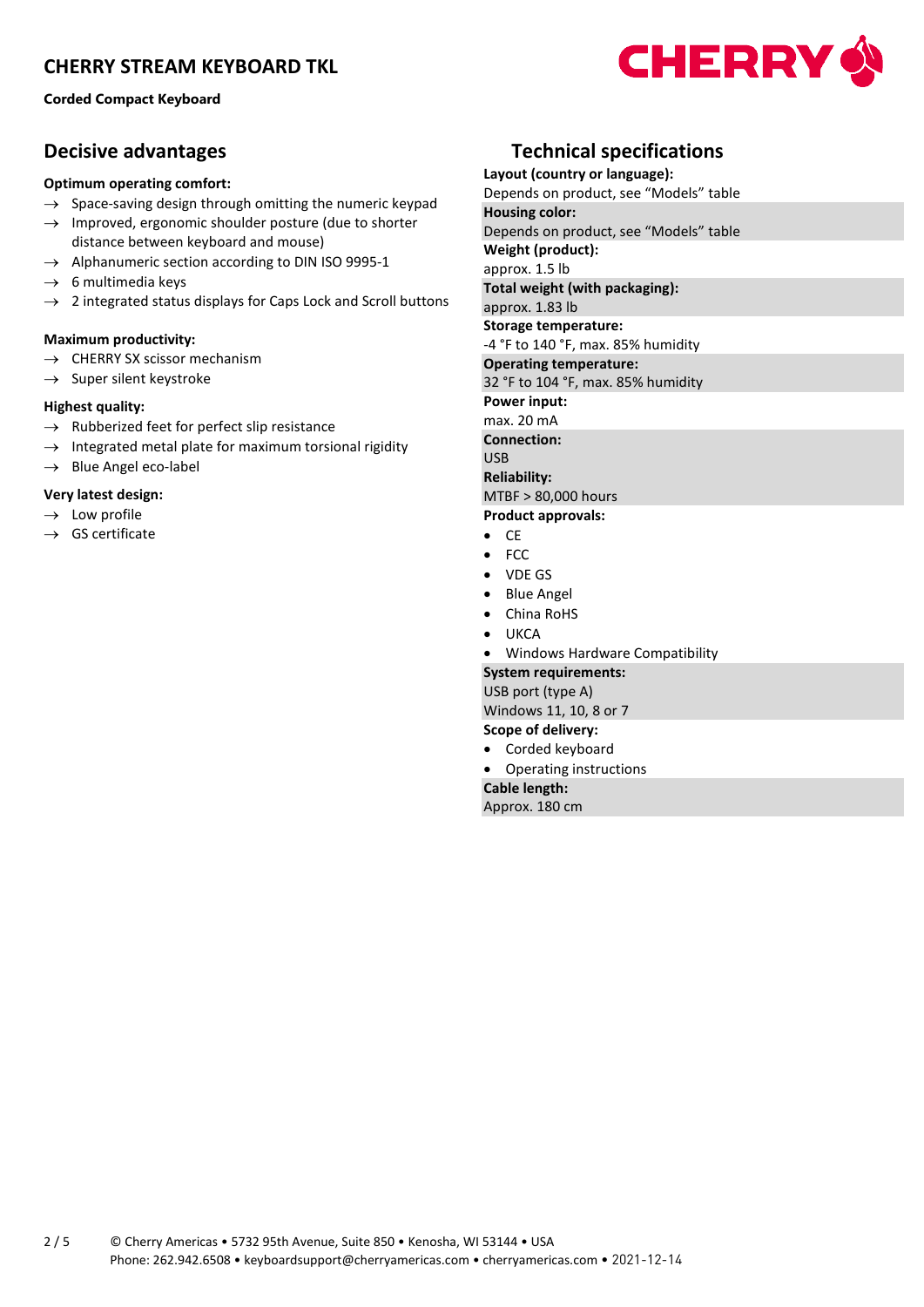# CHERRY STREAM KEYBOARD TKL

**Corded Compact Keyboard**

## Decisive advantages

**Optimum operating comfort:**

- → Space-saving design through omitting the numeric keypad
- → Improved, ergonomic shoulder posture (due to shorter distance between keyboard and mouse)
- → Alphanumeric section according to DIN ISO 9995-1
- → 6 multimedia keys
- → 2 integrated status displays for Caps Lock and Scroll buttons

**Maximum productivity:**

- → CHERRY SX scissor mechanism
- → Super silent keystroke

**Highest quality:**

- → Rubberized feet for perfect slip resistance
- → Integrated metal plate for maximum torsional rigidity
- → Blue Angel eco-label

**Very latest design:**

- → Low profile
- → GS certificate

## Technical specifications

**Layout (country or language):**
Depends on product, see “Models” table

**Housing color:**
Depends on product, see “Models” table

**Weight (product):**
approx. 1.5 lb

**Total weight (with packaging):**
approx. 1.83 lb

**Storage temperature:**
-4 °F to 140 °F, max. 85% humidity

**Operating temperature:**
32 °F to 104 °F, max. 85% humidity

**Power input:**
max. 20 mA

**Connection:**
USB

**Reliability:**
MTBF > 80,000 hours

**Product approvals:**

- CE
- FCC
- VDE GS
- Blue Angel
- China RoHS
- UKCA
- Windows Hardware Compatibility

**System requirements:**
USB port (type A)
Windows 11, 10, 8 or 7

**Scope of delivery:**

- Corded keyboard
- Operating instructions

**Cable length:**
Approx. 180 cm

© Cherry Americas • 5732 95th Avenue, Suite 850 • Kenosha, WI 53144 • USA
Phone: 262.942.6508 • keyboardsupport@cherryamericas.com • cherryamericas.com • 2021-12-14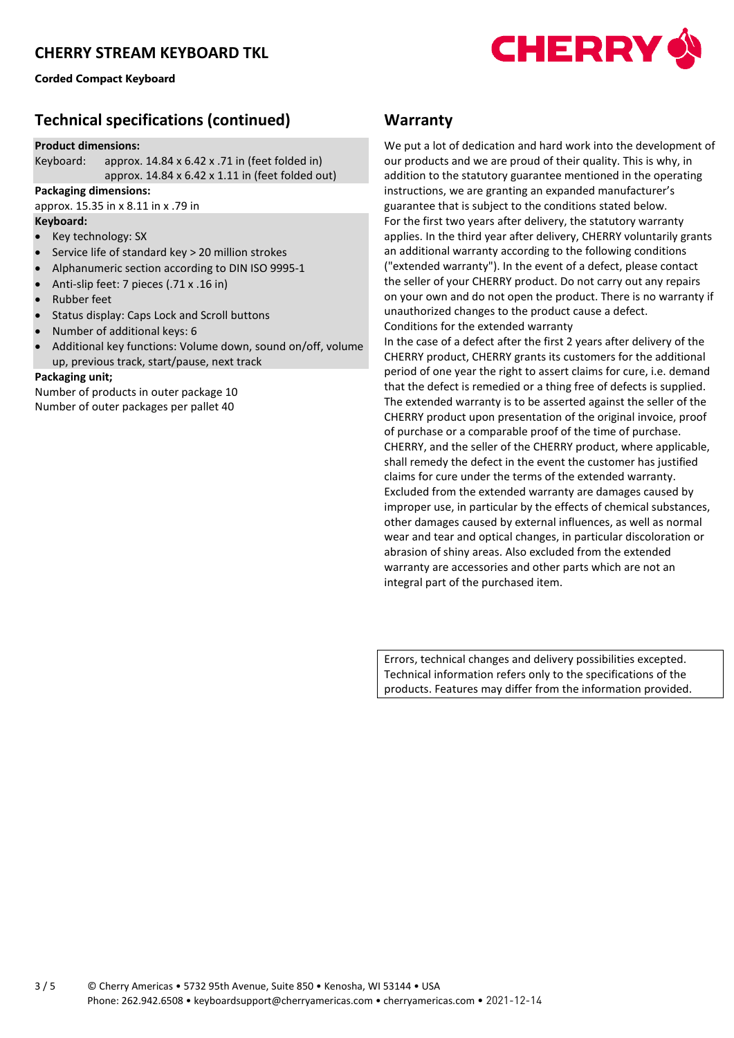# CHERRY STREAM KEYBOARD TKL

**Corded Compact Keyboard**

## Technical specifications (continued)

**Product dimensions:**

Keyboard: approx. 14.84 x 6.42 x .71 in (feet folded in)
approx. 14.84 x 6.42 x 1.11 in (feet folded out)

**Packaging dimensions:**

approx. 15.35 in x 8.11 in x .79 in

**Keyboard:**

- Key technology: SX
- Service life of standard key > 20 million strokes
- Alphanumeric section according to DIN ISO 9995-1
- Anti-slip feet: 7 pieces (.71 x .16 in)
- Rubber feet
- Status display: Caps Lock and Scroll buttons
- Number of additional keys: 6
- Additional key functions: Volume down, sound on/off, volume up, previous track, start/pause, next track

**Packaging unit;**

Number of products in outer package 10
Number of outer packages per pallet 40

## Warranty

We put a lot of dedication and hard work into the development of our products and we are proud of their quality. This is why, in addition to the statutory guarantee mentioned in the operating instructions, we are granting an expanded manufacturer's guarantee that is subject to the conditions stated below.
For the first two years after delivery, the statutory warranty applies. In the third year after delivery, CHERRY voluntarily grants an additional warranty according to the following conditions ("extended warranty"). In the event of a defect, please contact the seller of your CHERRY product. Do not carry out any repairs on your own and do not open the product. There is no warranty if unauthorized changes to the product cause a defect.
Conditions for the extended warranty
In the case of a defect after the first 2 years after delivery of the CHERRY product, CHERRY grants its customers for the additional period of one year the right to assert claims for cure, i.e. demand that the defect is remedied or a thing free of defects is supplied. The extended warranty is to be asserted against the seller of the CHERRY product upon presentation of the original invoice, proof of purchase or a comparable proof of the time of purchase. CHERRY, and the seller of the CHERRY product, where applicable, shall remedy the defect in the event the customer has justified claims for cure under the terms of the extended warranty.
Excluded from the extended warranty are damages caused by improper use, in particular by the effects of chemical substances, other damages caused by external influences, as well as normal wear and tear and optical changes, in particular discoloration or abrasion of shiny areas. Also excluded from the extended warranty are accessories and other parts which are not an integral part of the purchased item.

Errors, technical changes and delivery possibilities excepted. Technical information refers only to the specifications of the products. Features may differ from the information provided.

© Cherry Americas • 5732 95th Avenue, Suite 850 • Kenosha, WI 53144 • USA
Phone: 262.942.6508 • keyboardsupport@cherryamericas.com • cherryamericas.com • 2021-12-14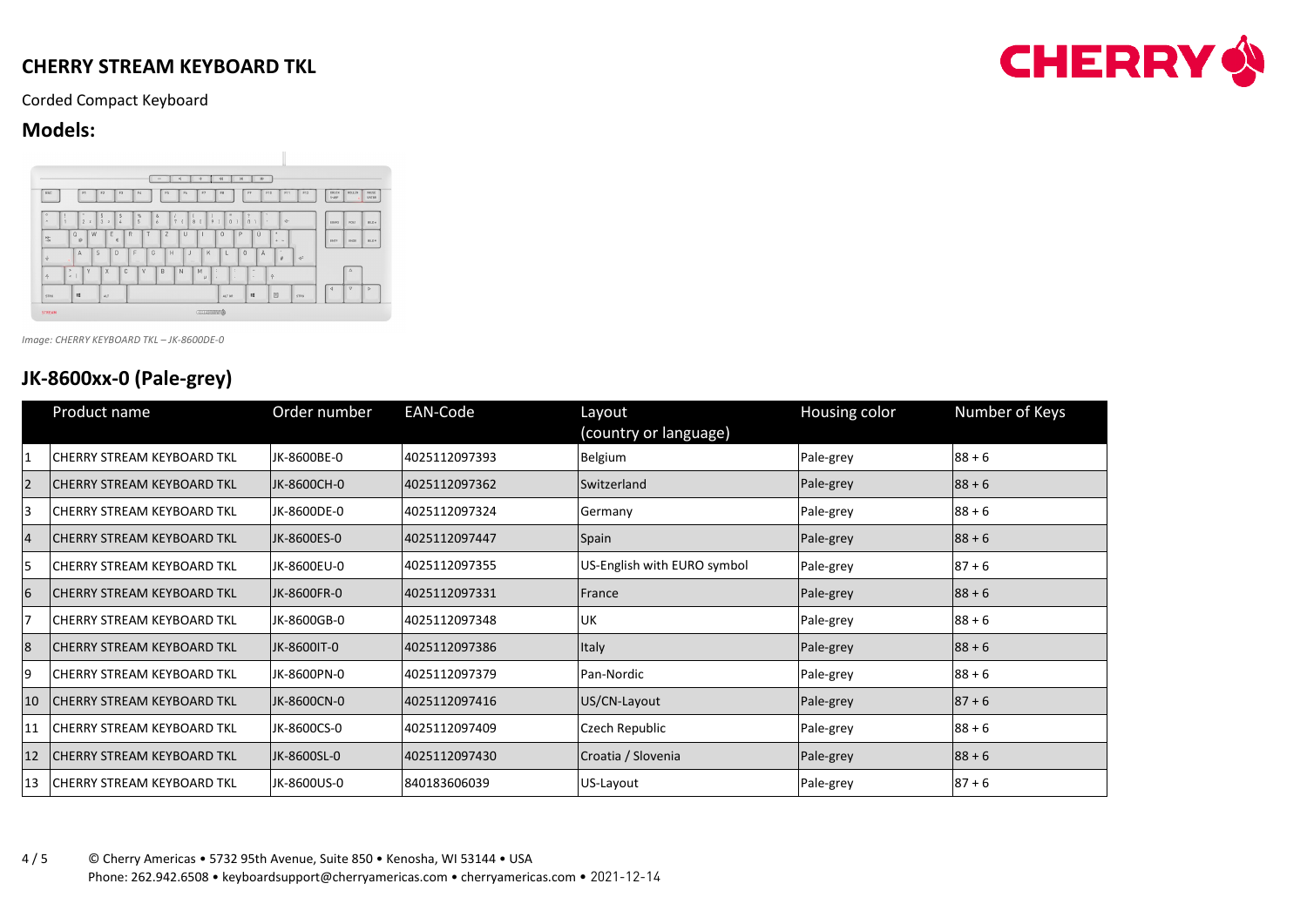# CHERRY STREAM KEYBOARD TKL

Corded Compact Keyboard

## Models:

*Image: CHERRY KEYBOARD TKL – JK-8600DE-0*

## JK-8600xx-0 (Pale-grey)

| | Product name | Order number | EAN-Code | Layout (country or language) | Housing color | Number of Keys |
|---|---|---|---|---|---|---|
| 1 | CHERRY STREAM KEYBOARD TKL | JK-8600BE-0 | 4025112097393 | Belgium | Pale-grey | 88 + 6 |
| 2 | CHERRY STREAM KEYBOARD TKL | JK-8600CH-0 | 4025112097362 | Switzerland | Pale-grey | 88 + 6 |
| 3 | CHERRY STREAM KEYBOARD TKL | JK-8600DE-0 | 4025112097324 | Germany | Pale-grey | 88 + 6 |
| 4 | CHERRY STREAM KEYBOARD TKL | JK-8600ES-0 | 4025112097447 | Spain | Pale-grey | 88 + 6 |
| 5 | CHERRY STREAM KEYBOARD TKL | JK-8600EU-0 | 4025112097355 | US-English with EURO symbol | Pale-grey | 87 + 6 |
| 6 | CHERRY STREAM KEYBOARD TKL | JK-8600FR-0 | 4025112097331 | France | Pale-grey | 88 + 6 |
| 7 | CHERRY STREAM KEYBOARD TKL | JK-8600GB-0 | 4025112097348 | UK | Pale-grey | 88 + 6 |
| 8 | CHERRY STREAM KEYBOARD TKL | JK-8600IT-0 | 4025112097386 | Italy | Pale-grey | 88 + 6 |
| 9 | CHERRY STREAM KEYBOARD TKL | JK-8600PN-0 | 4025112097379 | Pan-Nordic | Pale-grey | 88 + 6 |
| 10 | CHERRY STREAM KEYBOARD TKL | JK-8600CN-0 | 4025112097416 | US/CN-Layout | Pale-grey | 87 + 6 |
| 11 | CHERRY STREAM KEYBOARD TKL | JK-8600CS-0 | 4025112097409 | Czech Republic | Pale-grey | 88 + 6 |
| 12 | CHERRY STREAM KEYBOARD TKL | JK-8600SL-0 | 4025112097430 | Croatia / Slovenia | Pale-grey | 88 + 6 |
| 13 | CHERRY STREAM KEYBOARD TKL | JK-8600US-0 | 840183606039 | US-Layout | Pale-grey | 87 + 6 |

© Cherry Americas • 5732 95th Avenue, Suite 850 • Kenosha, WI 53144 • USA
Phone: 262.942.6508 • keyboardsupport@cherryamericas.com • cherryamericas.com • 2021-12-14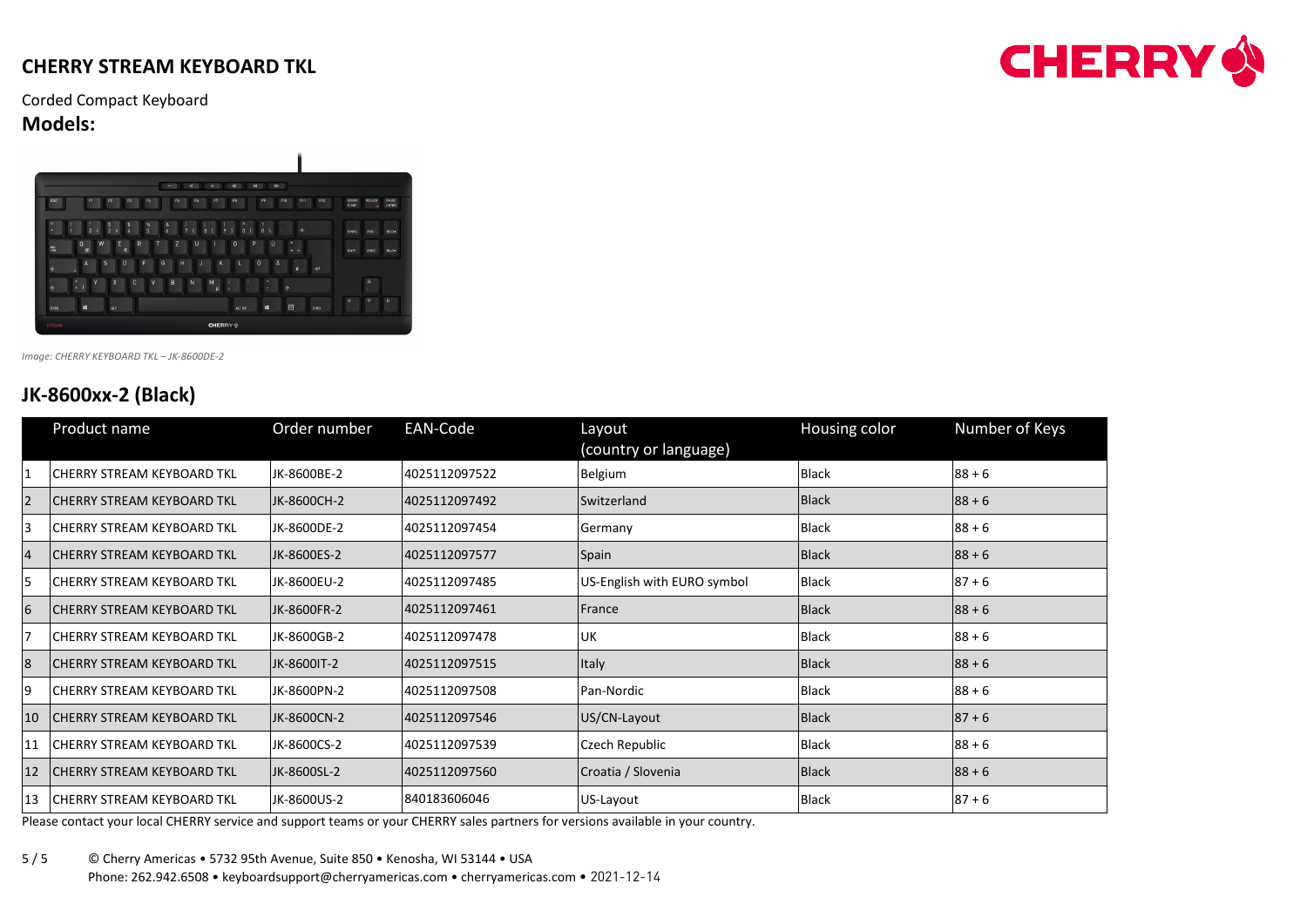## CHERRY STREAM KEYBOARD TKL

Corded Compact Keyboard

**Models:**

*Image: CHERRY KEYBOARD TKL – JK-8600DE-2*

## JK-8600xx-2 (Black)

| | Product name | Order number | EAN-Code | Layout (country or language) | Housing color | Number of Keys |
|---|---|---|---|---|---|---|
| 1 | CHERRY STREAM KEYBOARD TKL | JK-8600BE-2 | 4025112097522 | Belgium | Black | 88 + 6 |
| 2 | CHERRY STREAM KEYBOARD TKL | JK-8600CH-2 | 4025112097492 | Switzerland | Black | 88 + 6 |
| 3 | CHERRY STREAM KEYBOARD TKL | JK-8600DE-2 | 4025112097454 | Germany | Black | 88 + 6 |
| 4 | CHERRY STREAM KEYBOARD TKL | JK-8600ES-2 | 4025112097577 | Spain | Black | 88 + 6 |
| 5 | CHERRY STREAM KEYBOARD TKL | JK-8600EU-2 | 4025112097485 | US-English with EURO symbol | Black | 87 + 6 |
| 6 | CHERRY STREAM KEYBOARD TKL | JK-8600FR-2 | 4025112097461 | France | Black | 88 + 6 |
| 7 | CHERRY STREAM KEYBOARD TKL | JK-8600GB-2 | 4025112097478 | UK | Black | 88 + 6 |
| 8 | CHERRY STREAM KEYBOARD TKL | JK-8600IT-2 | 4025112097515 | Italy | Black | 88 + 6 |
| 9 | CHERRY STREAM KEYBOARD TKL | JK-8600PN-2 | 4025112097508 | Pan-Nordic | Black | 88 + 6 |
| 10 | CHERRY STREAM KEYBOARD TKL | JK-8600CN-2 | 4025112097546 | US/CN-Layout | Black | 87 + 6 |
| 11 | CHERRY STREAM KEYBOARD TKL | JK-8600CS-2 | 4025112097539 | Czech Republic | Black | 88 + 6 |
| 12 | CHERRY STREAM KEYBOARD TKL | JK-8600SL-2 | 4025112097560 | Croatia / Slovenia | Black | 88 + 6 |
| 13 | CHERRY STREAM KEYBOARD TKL | JK-8600US-2 | 840183606046 | US-Layout | Black | 87 + 6 |

Please contact your local CHERRY service and support teams or your CHERRY sales partners for versions available in your country.

© Cherry Americas • 5732 95th Avenue, Suite 850 • Kenosha, WI 53144 • USA
Phone: 262.942.6508 • keyboardsupport@cherryamericas.com • cherryamericas.com • 2021-12-14